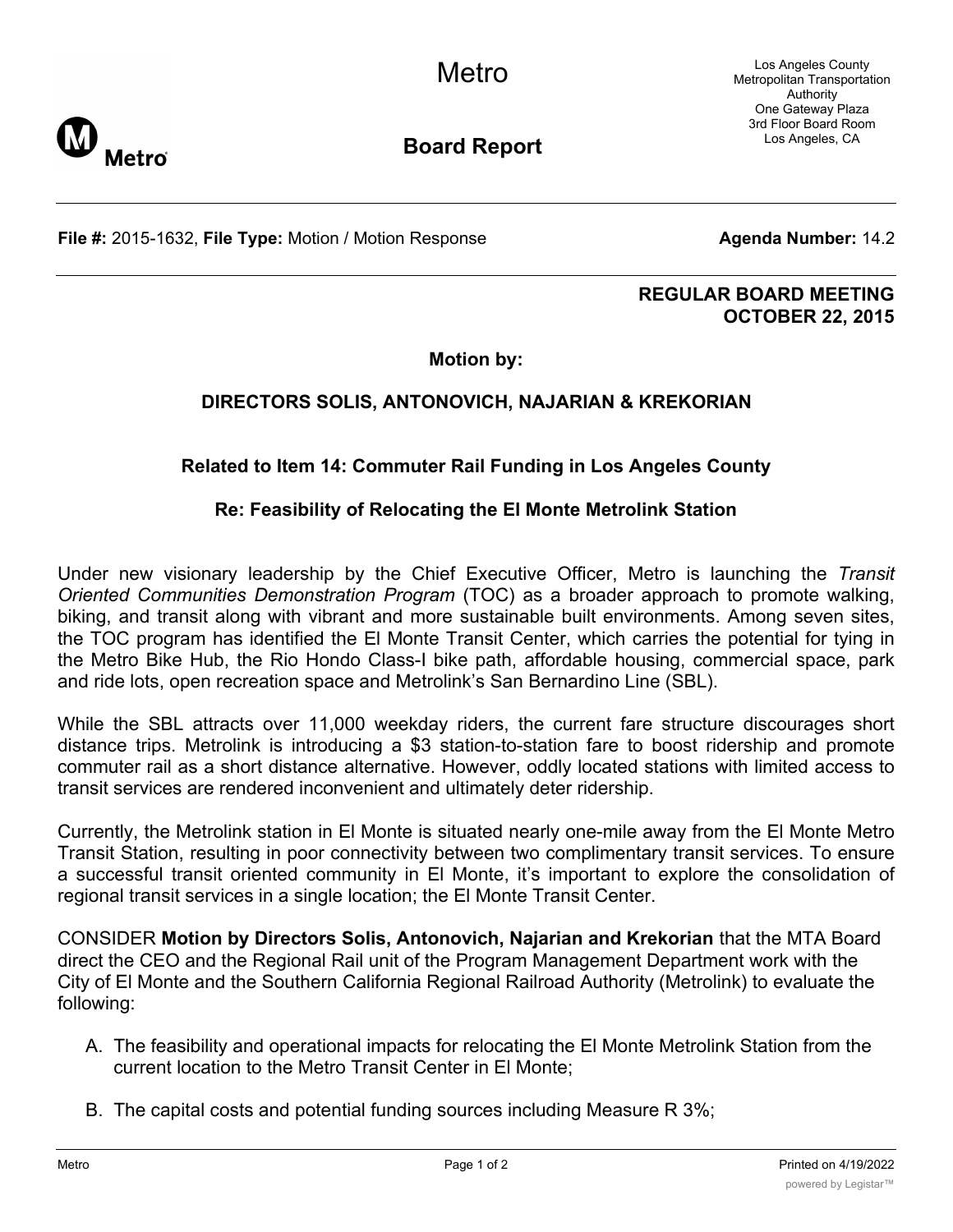# Metro

## Board Report

Los Angeles County Metropolitan Transportation Authority
One Gateway Plaza
3rd Floor Board Room
Los Angeles, CA

**File #:** 2015-1632, **File Type:** Motion / Motion Response **Agenda Number:** 14.2

**REGULAR BOARD MEETING**
**OCTOBER 22, 2015**

**Motion by:**

**DIRECTORS SOLIS, ANTONOVICH, NAJARIAN & KREKORIAN**

**Related to Item 14: Commuter Rail Funding in Los Angeles County**

**Re: Feasibility of Relocating the El Monte Metrolink Station**

Under new visionary leadership by the Chief Executive Officer, Metro is launching the *Transit Oriented Communities Demonstration Program* (TOC) as a broader approach to promote walking, biking, and transit along with vibrant and more sustainable built environments. Among seven sites, the TOC program has identified the El Monte Transit Center, which carries the potential for tying in the Metro Bike Hub, the Rio Hondo Class-I bike path, affordable housing, commercial space, park and ride lots, open recreation space and Metrolink's San Bernardino Line (SBL).

While the SBL attracts over 11,000 weekday riders, the current fare structure discourages short distance trips. Metrolink is introducing a $3 station-to-station fare to boost ridership and promote commuter rail as a short distance alternative. However, oddly located stations with limited access to transit services are rendered inconvenient and ultimately deter ridership.

Currently, the Metrolink station in El Monte is situated nearly one-mile away from the El Monte Metro Transit Station, resulting in poor connectivity between two complimentary transit services. To ensure a successful transit oriented community in El Monte, it's important to explore the consolidation of regional transit services in a single location; the El Monte Transit Center.

CONSIDER **Motion by Directors Solis, Antonovich, Najarian and Krekorian** that the MTA Board direct the CEO and the Regional Rail unit of the Program Management Department work with the City of El Monte and the Southern California Regional Railroad Authority (Metrolink) to evaluate the following:

A. The feasibility and operational impacts for relocating the El Monte Metrolink Station from the current location to the Metro Transit Center in El Monte;

B. The capital costs and potential funding sources including Measure R 3%;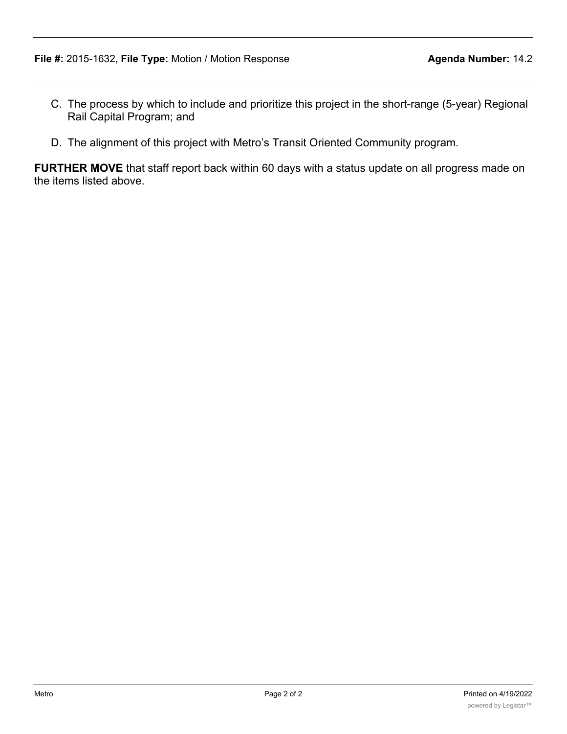C. The process by which to include and prioritize this project in the short-range (5-year) Regional Rail Capital Program; and

D. The alignment of this project with Metro's Transit Oriented Community program.

**FURTHER MOVE** that staff report back within 60 days with a status update on all progress made on the items listed above.